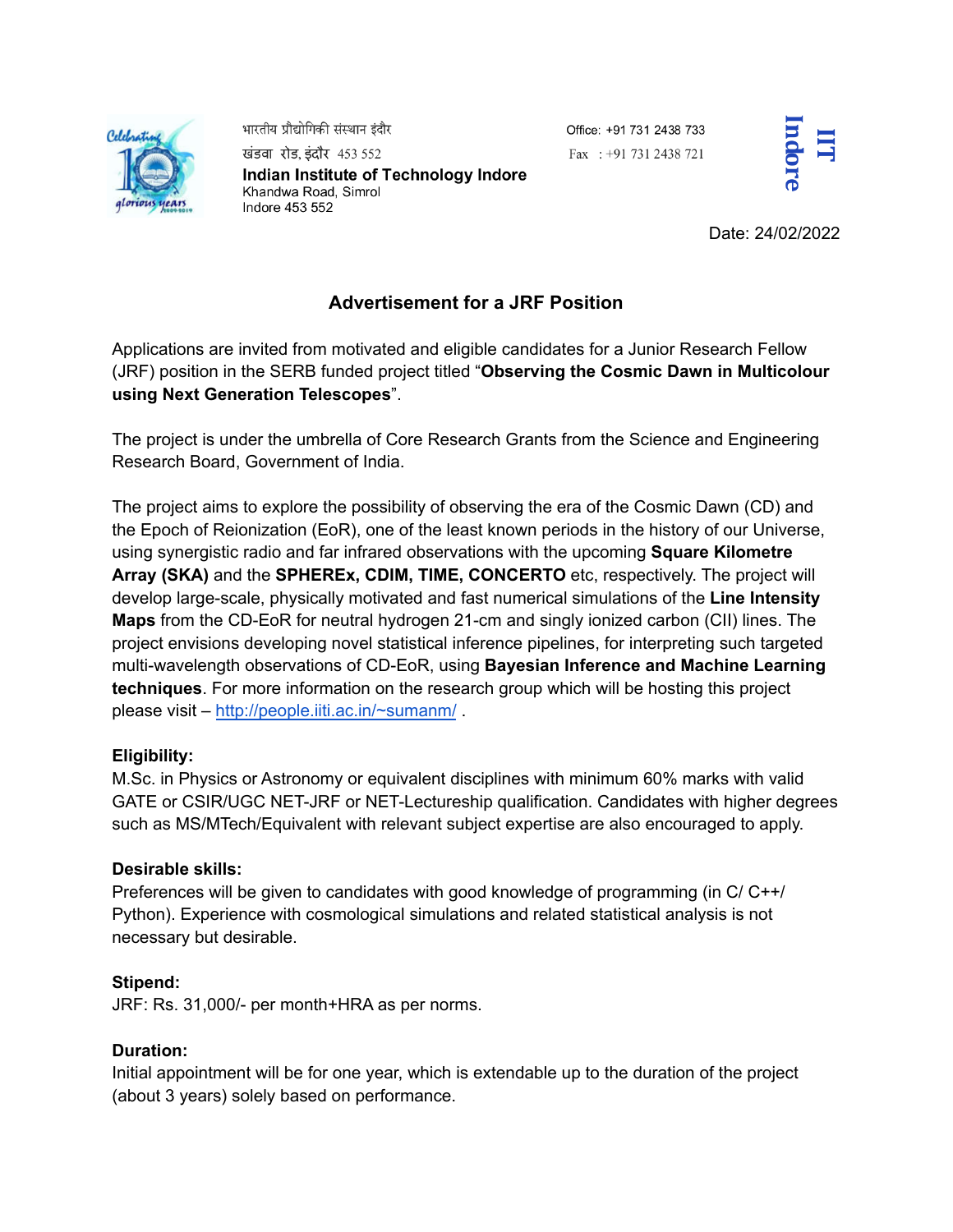भारतीय प्रौद्योगिकी संस्थान इंदौर
खंडवा रोड, इंदौर 453 552
**Indian Institute of Technology Indore**
Khandwa Road, Simrol
Indore 453 552

Office: +91 731 2438 733
Fax : +91 731 2438 721

IIT Indore

Date: 24/02/2022

## Advertisement for a JRF Position

Applications are invited from motivated and eligible candidates for a Junior Research Fellow (JRF) position in the SERB funded project titled "**Observing the Cosmic Dawn in Multicolour using Next Generation Telescopes**".

The project is under the umbrella of Core Research Grants from the Science and Engineering Research Board, Government of India.

The project aims to explore the possibility of observing the era of the Cosmic Dawn (CD) and the Epoch of Reionization (EoR), one of the least known periods in the history of our Universe, using synergistic radio and far infrared observations with the upcoming **Square Kilometre Array (SKA)** and the **SPHEREx, CDIM, TIME, CONCERTO** etc, respectively. The project will develop large-scale, physically motivated and fast numerical simulations of the **Line Intensity Maps** from the CD-EoR for neutral hydrogen 21-cm and singly ionized carbon (CII) lines. The project envisions developing novel statistical inference pipelines, for interpreting such targeted multi-wavelength observations of CD-EoR, using **Bayesian Inference and Machine Learning techniques**. For more information on the research group which will be hosting this project please visit – http://people.iiti.ac.in/~sumanm/ .

**Eligibility:**
M.Sc. in Physics or Astronomy or equivalent disciplines with minimum 60% marks with valid GATE or CSIR/UGC NET-JRF or NET-Lectureship qualification. Candidates with higher degrees such as MS/MTech/Equivalent with relevant subject expertise are also encouraged to apply.

**Desirable skills:**
Preferences will be given to candidates with good knowledge of programming (in C/ C++/ Python). Experience with cosmological simulations and related statistical analysis is not necessary but desirable.

**Stipend:**
JRF: Rs. 31,000/- per month+HRA as per norms.

**Duration:**
Initial appointment will be for one year, which is extendable up to the duration of the project (about 3 years) solely based on performance.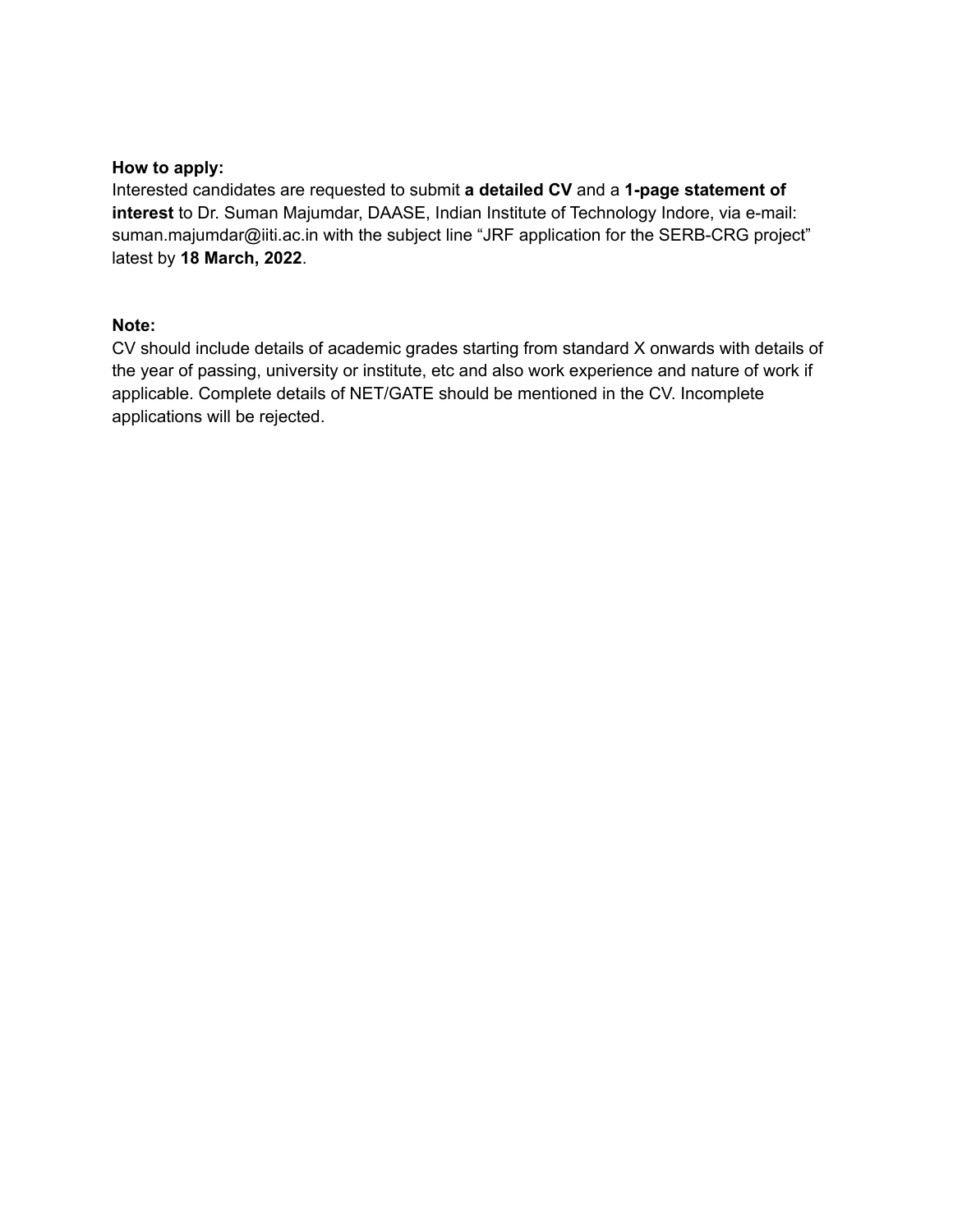**How to apply:**
Interested candidates are requested to submit **a detailed CV** and a **1-page statement of interest** to Dr. Suman Majumdar, DAASE, Indian Institute of Technology Indore, via e-mail: suman.majumdar@iiti.ac.in with the subject line "JRF application for the SERB-CRG project" latest by **18 March, 2022**.

**Note:**
CV should include details of academic grades starting from standard X onwards with details of the year of passing, university or institute, etc and also work experience and nature of work if applicable. Complete details of NET/GATE should be mentioned in the CV. Incomplete applications will be rejected.